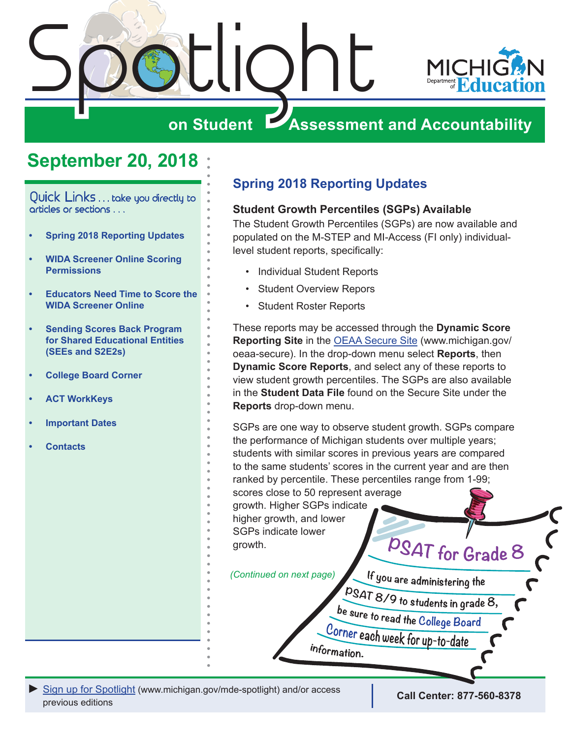# Spotlight on Student Assessment and Accountability

## September 20, 2018

**Quick Links** . . . take you directly to articles or sections . . .

- **Spring 2018 Reporting Updates**
- **WIDA Screener Online Scoring Permissions**
- **Educators Need Time to Score the WIDA Screener Online**
- **Sending Scores Back Program for Shared Educational Entities (SEEs and S2E2s)**
- **College Board Corner**
- **ACT WorkKeys**
- **Important Dates**
- **Contacts**

## Spring 2018 Reporting Updates

### Student Growth Percentiles (SGPs) Available

The Student Growth Percentiles (SGPs) are now available and populated on the M-STEP and MI-Access (FI only) individual-level student reports, specifically:

- Individual Student Reports
- Student Overview Repors
- Student Roster Reports

These reports may be accessed through the **Dynamic Score Reporting Site** in the OEAA Secure Site (www.michigan.gov/oeaa-secure). In the drop-down menu select **Reports**, then **Dynamic Score Reports**, and select any of these reports to view student growth percentiles. The SGPs are also available in the **Student Data File** found on the Secure Site under the **Reports** drop-down menu.

SGPs are one way to observe student growth. SGPs compare the performance of Michigan students over multiple years; students with similar scores in previous years are compared to the same students' scores in the current year and are then ranked by percentile. These percentiles range from 1-99; scores close to 50 represent average growth. Higher SGPs indicate higher growth, and lower SGPs indicate lower growth.

*(Continued on next page)*

**PSAT for Grade 8**

If you are administering the PSAT 8/9 to students in grade 8, be sure to read the College Board Corner each week for up-to-date information.

► Sign up for Spotlight (www.michigan.gov/mde-spotlight) and/or access previous editions

**Call Center: 877-560-8378**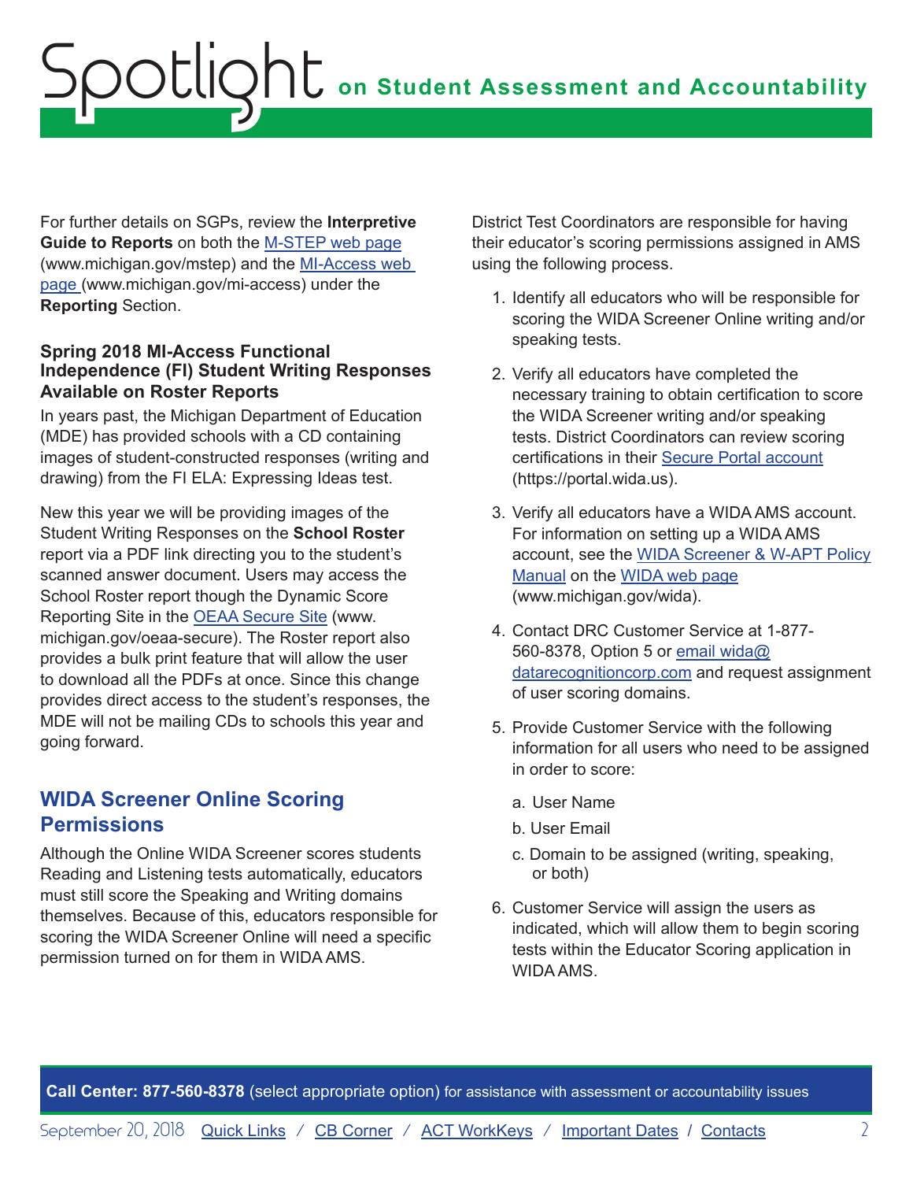For further details on SGPs, review the **Interpretive Guide to Reports** on both the [M-STEP web page](www.michigan.gov/mstep) (www.michigan.gov/mstep) and the [MI-Access web page](www.michigan.gov/mi-access) (www.michigan.gov/mi-access) under the **Reporting** Section.

### Spring 2018 MI-Access Functional Independence (FI) Student Writing Responses Available on Roster Reports

In years past, the Michigan Department of Education (MDE) has provided schools with a CD containing images of student-constructed responses (writing and drawing) from the FI ELA: Expressing Ideas test.

New this year we will be providing images of the Student Writing Responses on the **School Roster** report via a PDF link directing you to the student's scanned answer document. Users may access the School Roster report though the Dynamic Score Reporting Site in the [OEAA Secure Site](www.michigan.gov/oeaa-secure) (www.michigan.gov/oeaa-secure). The Roster report also provides a bulk print feature that will allow the user to download all the PDFs at once. Since this change provides direct access to the student's responses, the MDE will not be mailing CDs to schools this year and going forward.

## WIDA Screener Online Scoring Permissions

Although the Online WIDA Screener scores students Reading and Listening tests automatically, educators must still score the Speaking and Writing domains themselves. Because of this, educators responsible for scoring the WIDA Screener Online will need a specific permission turned on for them in WIDA AMS.

District Test Coordinators are responsible for having their educator's scoring permissions assigned in AMS using the following process.

1. Identify all educators who will be responsible for scoring the WIDA Screener Online writing and/or speaking tests.
2. Verify all educators have completed the necessary training to obtain certification to score the WIDA Screener writing and/or speaking tests. District Coordinators can review scoring certifications in their [Secure Portal account](https://portal.wida.us) (https://portal.wida.us).
3. Verify all educators have a WIDA AMS account. For information on setting up a WIDA AMS account, see the [WIDA Screener & W-APT Policy Manual](www.michigan.gov/wida) on the [WIDA web page](www.michigan.gov/wida) (www.michigan.gov/wida).
4. Contact DRC Customer Service at 1-877-560-8378, Option 5 or [email wida@datarecognitioncorp.com](mailto:wida@datarecognitioncorp.com) and request assignment of user scoring domains.
5. Provide Customer Service with the following information for all users who need to be assigned in order to score:
   a. User Name
   b. User Email
   c. Domain to be assigned (writing, speaking, or both)
6. Customer Service will assign the users as indicated, which will allow them to begin scoring tests within the Educator Scoring application in WIDA AMS.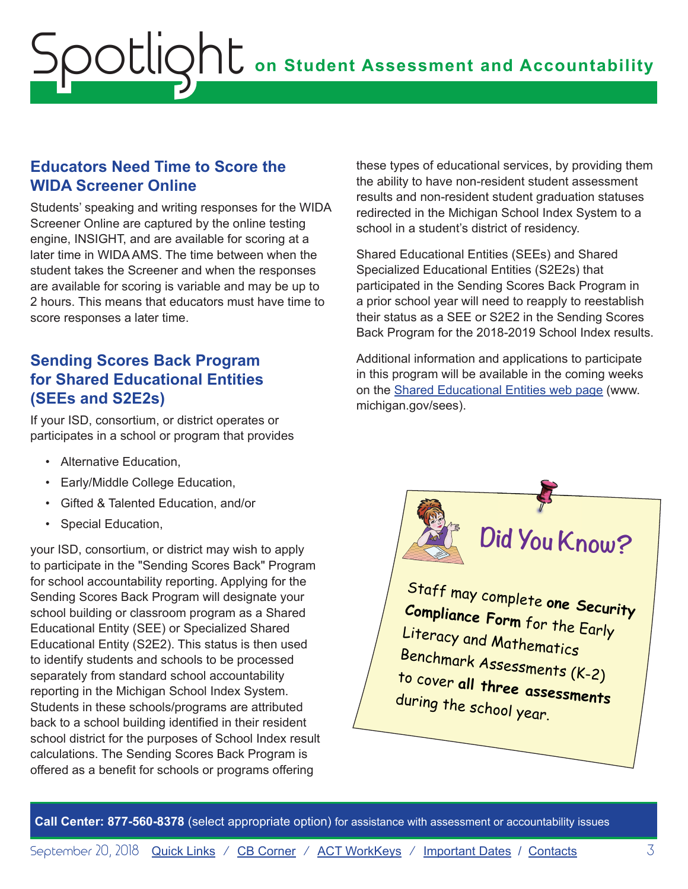## Educators Need Time to Score the WIDA Screener Online

Students' speaking and writing responses for the WIDA Screener Online are captured by the online testing engine, INSIGHT, and are available for scoring at a later time in WIDA AMS. The time between when the student takes the Screener and when the responses are available for scoring is variable and may be up to 2 hours. This means that educators must have time to score responses a later time.

## Sending Scores Back Program for Shared Educational Entities (SEEs and S2E2s)

If your ISD, consortium, or district operates or participates in a school or program that provides

- Alternative Education,
- Early/Middle College Education,
- Gifted & Talented Education, and/or
- Special Education,

your ISD, consortium, or district may wish to apply to participate in the "Sending Scores Back" Program for school accountability reporting. Applying for the Sending Scores Back Program will designate your school building or classroom program as a Shared Educational Entity (SEE) or Specialized Shared Educational Entity (S2E2). This status is then used to identify students and schools to be processed separately from standard school accountability reporting in the Michigan School Index System. Students in these schools/programs are attributed back to a school building identified in their resident school district for the purposes of School Index result calculations. The Sending Scores Back Program is offered as a benefit for schools or programs offering these types of educational services, by providing them the ability to have non-resident student assessment results and non-resident student graduation statuses redirected in the Michigan School Index System to a school in a student's district of residency.

Shared Educational Entities (SEEs) and Shared Specialized Educational Entities (S2E2s) that participated in the Sending Scores Back Program in a prior school year will need to reapply to reestablish their status as a SEE or S2E2 in the Sending Scores Back Program for the 2018-2019 School Index results.

Additional information and applications to participate in this program will be available in the coming weeks on the Shared Educational Entities web page (www.michigan.gov/sees).

### Did You Know?

Staff may complete **one Security Compliance Form** for the Early Literacy and Mathematics Benchmark Assessments (K-2) to cover **all three assessments** during the school year.

**Call Center: 877-560-8378** (select appropriate option) for assistance with assessment or accountability issues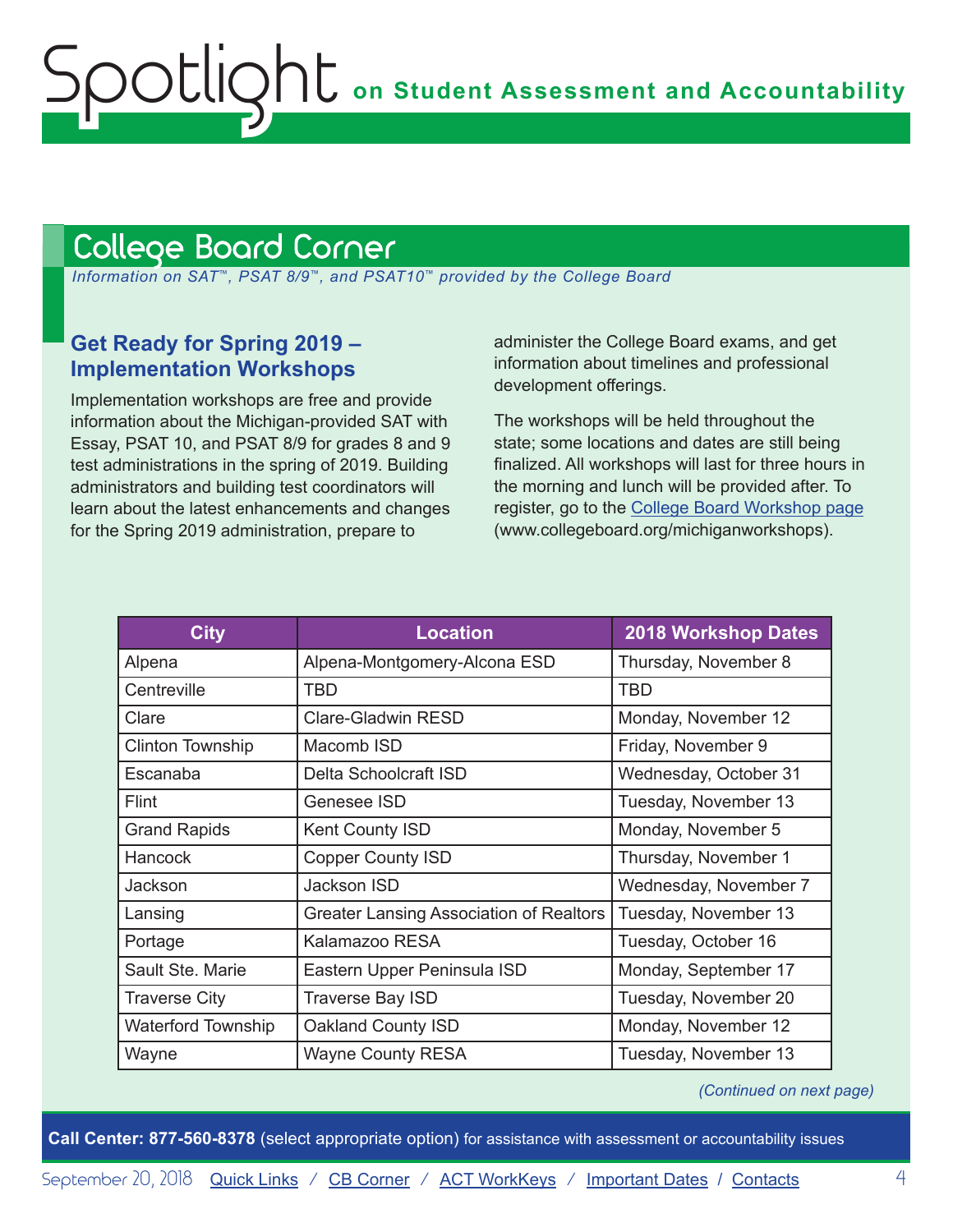## College Board Corner

*Information on SAT™, PSAT 8/9™, and PSAT10™ provided by the College Board*

### Get Ready for Spring 2019 – Implementation Workshops

Implementation workshops are free and provide information about the Michigan-provided SAT with Essay, PSAT 10, and PSAT 8/9 for grades 8 and 9 test administrations in the spring of 2019. Building administrators and building test coordinators will learn about the latest enhancements and changes for the Spring 2019 administration, prepare to administer the College Board exams, and get information about timelines and professional development offerings.

The workshops will be held throughout the state; some locations and dates are still being finalized. All workshops will last for three hours in the morning and lunch will be provided after. To register, go to the College Board Workshop page (www.collegeboard.org/michiganworkshops).

| City | Location | 2018 Workshop Dates |
|---|---|---|
| Alpena | Alpena-Montgomery-Alcona ESD | Thursday, November 8 |
| Centreville | TBD | TBD |
| Clare | Clare-Gladwin RESD | Monday, November 12 |
| Clinton Township | Macomb ISD | Friday, November 9 |
| Escanaba | Delta Schoolcraft ISD | Wednesday, October 31 |
| Flint | Genesee ISD | Tuesday, November 13 |
| Grand Rapids | Kent County ISD | Monday, November 5 |
| Hancock | Copper County ISD | Thursday, November 1 |
| Jackson | Jackson ISD | Wednesday, November 7 |
| Lansing | Greater Lansing Association of Realtors | Tuesday, November 13 |
| Portage | Kalamazoo RESA | Tuesday, October 16 |
| Sault Ste. Marie | Eastern Upper Peninsula ISD | Monday, September 17 |
| Traverse City | Traverse Bay ISD | Tuesday, November 20 |
| Waterford Township | Oakland County ISD | Monday, November 12 |
| Wayne | Wayne County RESA | Tuesday, November 13 |

*(Continued on next page)*

**Call Center: 877-560-8378** (select appropriate option) for assistance with assessment or accountability issues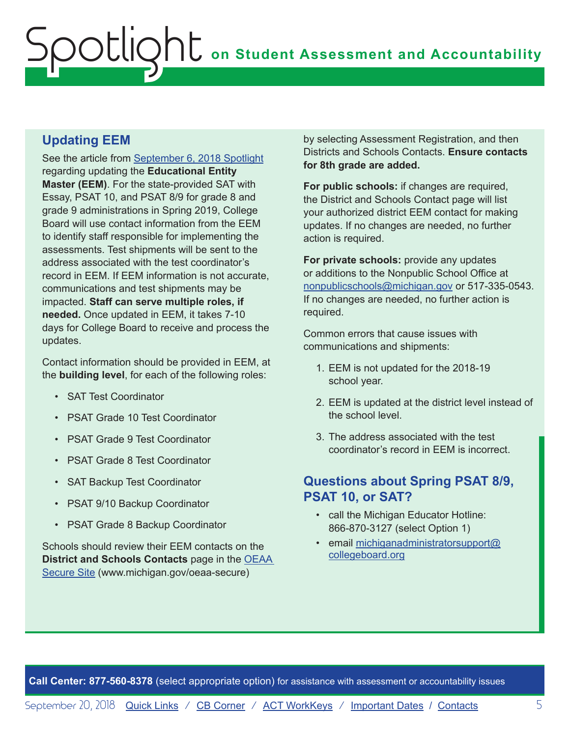## Updating EEM

See the article from September 6, 2018 Spotlight regarding updating the **Educational Entity Master (EEM)**. For the state-provided SAT with Essay, PSAT 10, and PSAT 8/9 for grade 8 and grade 9 administrations in Spring 2019, College Board will use contact information from the EEM to identify staff responsible for implementing the assessments. Test shipments will be sent to the address associated with the test coordinator's record in EEM. If EEM information is not accurate, communications and test shipments may be impacted. **Staff can serve multiple roles, if needed.** Once updated in EEM, it takes 7-10 days for College Board to receive and process the updates.

Contact information should be provided in EEM, at the **building level**, for each of the following roles:

- SAT Test Coordinator
- PSAT Grade 10 Test Coordinator
- PSAT Grade 9 Test Coordinator
- PSAT Grade 8 Test Coordinator
- SAT Backup Test Coordinator
- PSAT 9/10 Backup Coordinator
- PSAT Grade 8 Backup Coordinator

Schools should review their EEM contacts on the **District and Schools Contacts** page in the OEAA Secure Site (www.michigan.gov/oeaa-secure) by selecting Assessment Registration, and then Districts and Schools Contacts. **Ensure contacts for 8th grade are added.**

**For public schools:** if changes are required, the District and Schools Contact page will list your authorized district EEM contact for making updates. If no changes are needed, no further action is required.

**For private schools:** provide any updates or additions to the Nonpublic School Office at nonpublicschools@michigan.gov or 517-335-0543. If no changes are needed, no further action is required.

Common errors that cause issues with communications and shipments:

1. EEM is not updated for the 2018-19 school year.
2. EEM is updated at the district level instead of the school level.
3. The address associated with the test coordinator's record in EEM is incorrect.

## Questions about Spring PSAT 8/9, PSAT 10, or SAT?

- call the Michigan Educator Hotline: 866-870-3127 (select Option 1)
- email michiganadministratorsupport@collegeboard.org

**Call Center: 877-560-8378** (select appropriate option) for assistance with assessment or accountability issues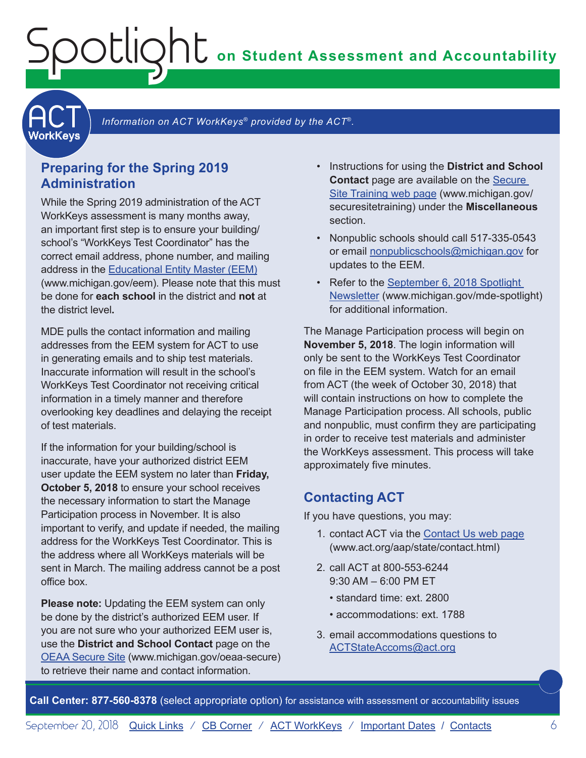*Information on ACT WorkKeys® provided by the ACT®.*

## Preparing for the Spring 2019 Administration

While the Spring 2019 administration of the ACT WorkKeys assessment is many months away, an important first step is to ensure your building/school's "WorkKeys Test Coordinator" has the correct email address, phone number, and mailing address in the Educational Entity Master (EEM) (www.michigan.gov/eem). Please note that this must be done for **each school** in the district and **not** at the district level**.**

MDE pulls the contact information and mailing addresses from the EEM system for ACT to use in generating emails and to ship test materials. Inaccurate information will result in the school's WorkKeys Test Coordinator not receiving critical information in a timely manner and therefore overlooking key deadlines and delaying the receipt of test materials.

If the information for your building/school is inaccurate, have your authorized district EEM user update the EEM system no later than **Friday, October 5, 2018** to ensure your school receives the necessary information to start the Manage Participation process in November. It is also important to verify, and update if needed, the mailing address for the WorkKeys Test Coordinator. This is the address where all WorkKeys materials will be sent in March. The mailing address cannot be a post office box.

**Please note:** Updating the EEM system can only be done by the district's authorized EEM user. If you are not sure who your authorized EEM user is, use the **District and School Contact** page on the OEAA Secure Site (www.michigan.gov/oeaa-secure) to retrieve their name and contact information.

- Instructions for using the **District and School Contact** page are available on the Secure Site Training web page (www.michigan.gov/securesitetraining) under the **Miscellaneous** section.
- Nonpublic schools should call 517-335-0543 or email nonpublicschools@michigan.gov for updates to the EEM.
- Refer to the September 6, 2018 Spotlight Newsletter (www.michigan.gov/mde-spotlight) for additional information.

The Manage Participation process will begin on **November 5, 2018**. The login information will only be sent to the WorkKeys Test Coordinator on file in the EEM system. Watch for an email from ACT (the week of October 30, 2018) that will contain instructions on how to complete the Manage Participation process. All schools, public and nonpublic, must confirm they are participating in order to receive test materials and administer the WorkKeys assessment. This process will take approximately five minutes.

## Contacting ACT

If you have questions, you may:

1. contact ACT via the Contact Us web page (www.act.org/aap/state/contact.html)
2. call ACT at 800-553-6244
   9:30 AM – 6:00 PM ET
   - standard time: ext. 2800
   - accommodations: ext. 1788
3. email accommodations questions to ACTStateAccoms@act.org

**Call Center: 877-560-8378** (select appropriate option) for assistance with assessment or accountability issues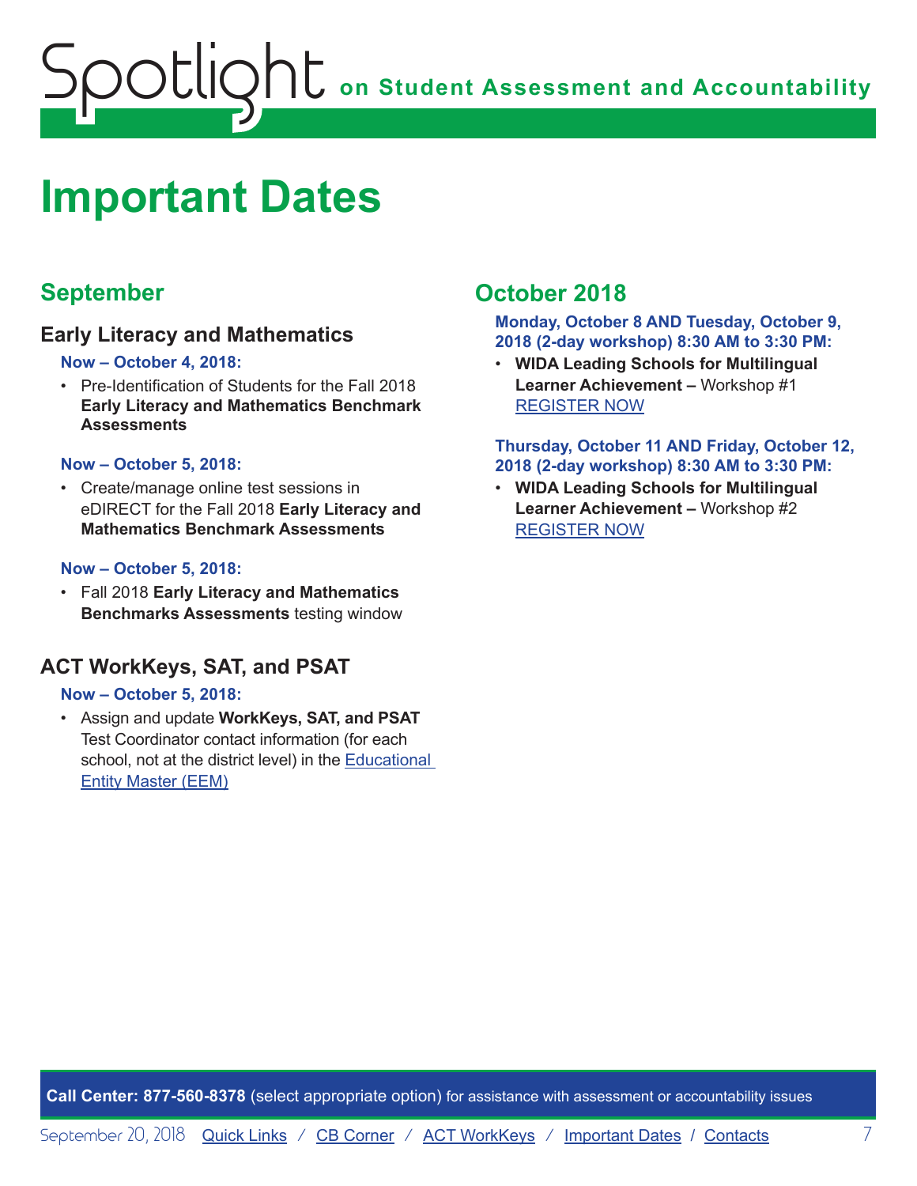# Important Dates

## September

### Early Literacy and Mathematics

**Now – October 4, 2018:**

- Pre-Identification of Students for the Fall 2018 **Early Literacy and Mathematics Benchmark Assessments**

**Now – October 5, 2018:**

- Create/manage online test sessions in eDIRECT for the Fall 2018 **Early Literacy and Mathematics Benchmark Assessments**

**Now – October 5, 2018:**

- Fall 2018 **Early Literacy and Mathematics Benchmarks Assessments** testing window

### ACT WorkKeys, SAT, and PSAT

**Now – October 5, 2018:**

- Assign and update **WorkKeys, SAT, and PSAT** Test Coordinator contact information (for each school, not at the district level) in the Educational Entity Master (EEM)

## October 2018

**Monday, October 8 AND Tuesday, October 9, 2018 (2-day workshop) 8:30 AM to 3:30 PM:**

- **WIDA Leading Schools for Multilingual Learner Achievement –** Workshop #1 REGISTER NOW

**Thursday, October 11 AND Friday, October 12, 2018 (2-day workshop) 8:30 AM to 3:30 PM:**

- **WIDA Leading Schools for Multilingual Learner Achievement –** Workshop #2 REGISTER NOW

**Call Center: 877-560-8378** (select appropriate option) for assistance with assessment or accountability issues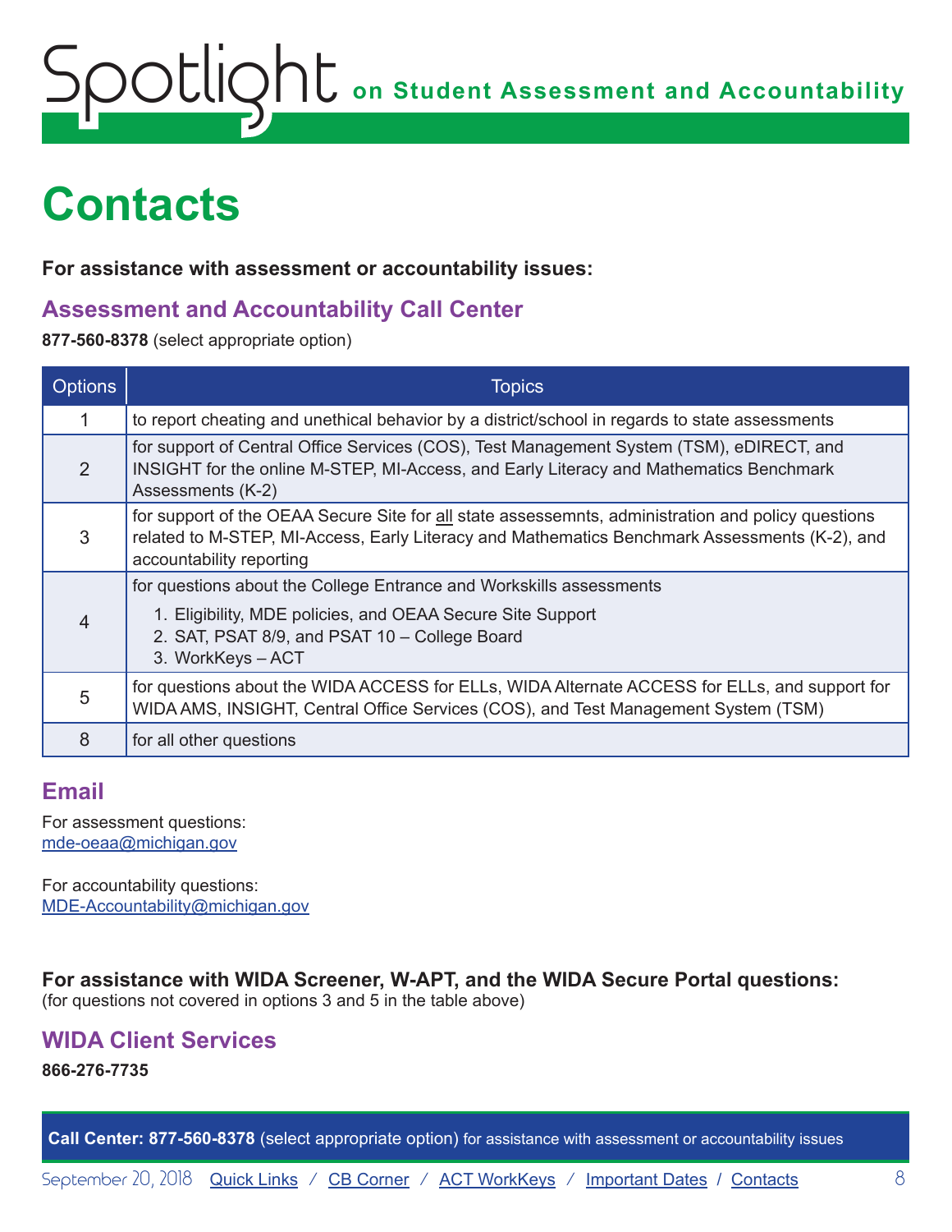# Contacts

**For assistance with assessment or accountability issues:**

## Assessment and Accountability Call Center

**877-560-8378** (select appropriate option)

| Options | Topics |
|---|---|
| 1 | to report cheating and unethical behavior by a district/school in regards to state assessments |
| 2 | for support of Central Office Services (COS), Test Management System (TSM), eDIRECT, and INSIGHT for the online M-STEP, MI-Access, and Early Literacy and Mathematics Benchmark Assessments (K-2) |
| 3 | for support of the OEAA Secure Site for all state assessemnts, administration and policy questions related to M-STEP, MI-Access, Early Literacy and Mathematics Benchmark Assessments (K-2), and accountability reporting |
| 4 | for questions about the College Entrance and Workskills assessments<br>1. Eligibility, MDE policies, and OEAA Secure Site Support<br>2. SAT, PSAT 8/9, and PSAT 10 – College Board<br>3. WorkKeys – ACT |
| 5 | for questions about the WIDA ACCESS for ELLs, WIDA Alternate ACCESS for ELLs, and support for WIDA AMS, INSIGHT, Central Office Services (COS), and Test Management System (TSM) |
| 8 | for all other questions |

## Email

For assessment questions:
mde-oeaa@michigan.gov

For accountability questions:
MDE-Accountability@michigan.gov

**For assistance with WIDA Screener, W-APT, and the WIDA Secure Portal questions:**
(for questions not covered in options 3 and 5 in the table above)

## WIDA Client Services

**866-276-7735**

**Call Center: 877-560-8378** (select appropriate option) for assistance with assessment or accountability issues